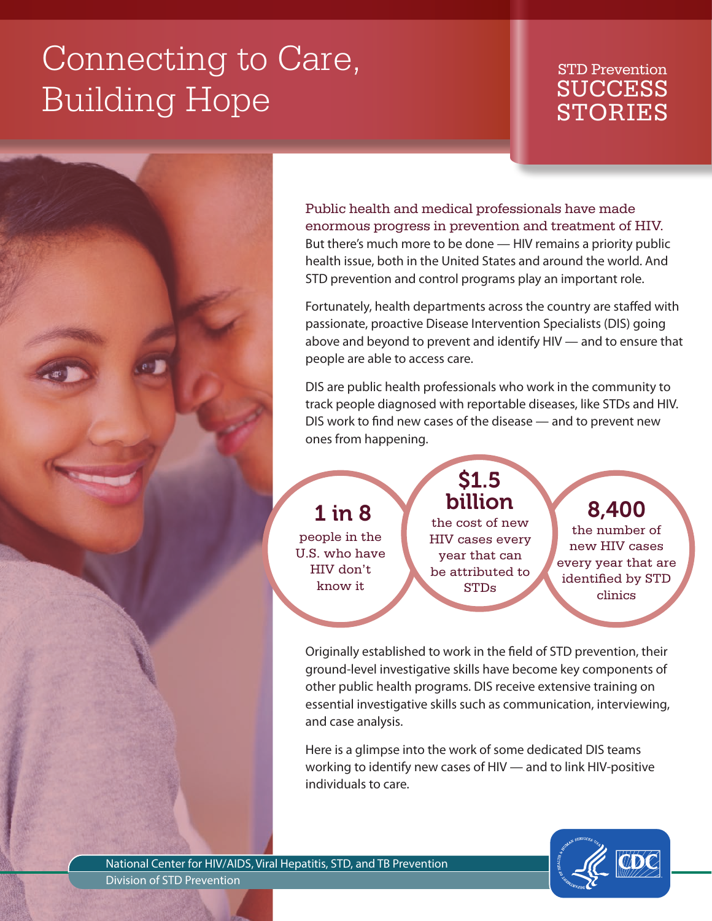# Connecting to Care, Building Hope

STD Prevention
**SUCCESS STORIES**

Public health and medical professionals have made enormous progress in prevention and treatment of HIV. But there's much more to be done — HIV remains a priority public health issue, both in the United States and around the world. And STD prevention and control programs play an important role.

Fortunately, health departments across the country are staffed with passionate, proactive Disease Intervention Specialists (DIS) going above and beyond to prevent and identify HIV — and to ensure that people are able to access care.

DIS are public health professionals who work in the community to track people diagnosed with reportable diseases, like STDs and HIV. DIS work to find new cases of the disease — and to prevent new ones from happening.

**1 in 8** people in the U.S. who have HIV don't know it

**$1.5 billion** the cost of new HIV cases every year that can be attributed to STDs

**8,400** the number of new HIV cases every year that are identified by STD clinics

Originally established to work in the field of STD prevention, their ground-level investigative skills have become key components of other public health programs. DIS receive extensive training on essential investigative skills such as communication, interviewing, and case analysis.

Here is a glimpse into the work of some dedicated DIS teams working to identify new cases of HIV — and to link HIV-positive individuals to care.

National Center for HIV/AIDS, Viral Hepatitis, STD, and TB Prevention
Division of STD Prevention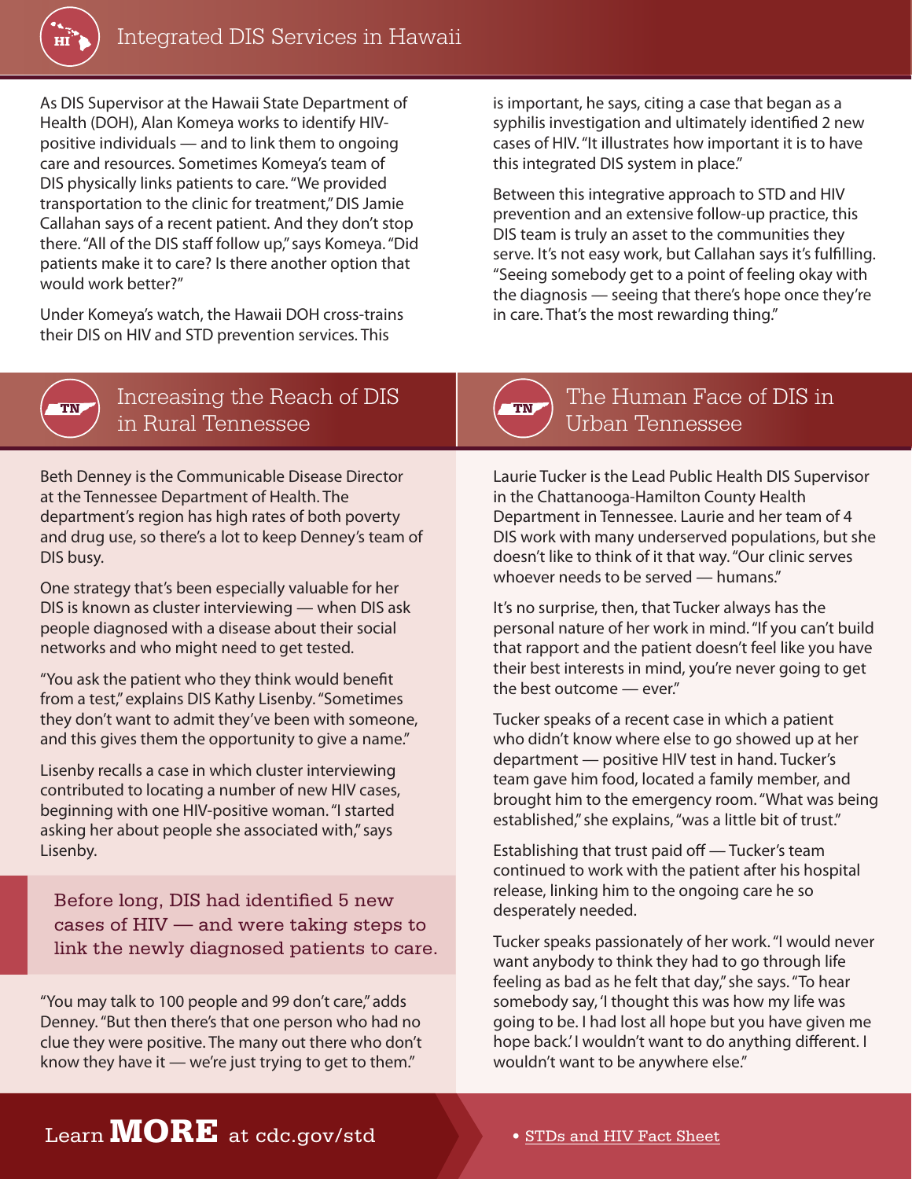## Integrated DIS Services in Hawaii

As DIS Supervisor at the Hawaii State Department of Health (DOH), Alan Komeya works to identify HIV-positive individuals — and to link them to ongoing care and resources. Sometimes Komeya's team of DIS physically links patients to care. "We provided transportation to the clinic for treatment," DIS Jamie Callahan says of a recent patient. And they don't stop there. "All of the DIS staff follow up," says Komeya. "Did patients make it to care? Is there another option that would work better?"

Under Komeya's watch, the Hawaii DOH cross-trains their DIS on HIV and STD prevention services. This is important, he says, citing a case that began as a syphilis investigation and ultimately identified 2 new cases of HIV. "It illustrates how important it is to have this integrated DIS system in place."

Between this integrative approach to STD and HIV prevention and an extensive follow-up practice, this DIS team is truly an asset to the communities they serve. It's not easy work, but Callahan says it's fulfilling. "Seeing somebody get to a point of feeling okay with the diagnosis — seeing that there's hope once they're in care. That's the most rewarding thing."

## Increasing the Reach of DIS in Rural Tennessee

Beth Denney is the Communicable Disease Director at the Tennessee Department of Health. The department's region has high rates of both poverty and drug use, so there's a lot to keep Denney's team of DIS busy.

One strategy that's been especially valuable for her DIS is known as cluster interviewing — when DIS ask people diagnosed with a disease about their social networks and who might need to get tested.

"You ask the patient who they think would benefit from a test," explains DIS Kathy Lisenby. "Sometimes they don't want to admit they've been with someone, and this gives them the opportunity to give a name."

Lisenby recalls a case in which cluster interviewing contributed to locating a number of new HIV cases, beginning with one HIV-positive woman. "I started asking her about people she associated with," says Lisenby.

> Before long, DIS had identified 5 new cases of HIV — and were taking steps to link the newly diagnosed patients to care.

"You may talk to 100 people and 99 don't care," adds Denney. "But then there's that one person who had no clue they were positive. The many out there who don't know they have it — we're just trying to get to them."

## The Human Face of DIS in Urban Tennessee

Laurie Tucker is the Lead Public Health DIS Supervisor in the Chattanooga-Hamilton County Health Department in Tennessee. Laurie and her team of 4 DIS work with many underserved populations, but she doesn't like to think of it that way. "Our clinic serves whoever needs to be served — humans."

It's no surprise, then, that Tucker always has the personal nature of her work in mind. "If you can't build that rapport and the patient doesn't feel like you have their best interests in mind, you're never going to get the best outcome — ever."

Tucker speaks of a recent case in which a patient who didn't know where else to go showed up at her department — positive HIV test in hand. Tucker's team gave him food, located a family member, and brought him to the emergency room. "What was being established," she explains, "was a little bit of trust."

Establishing that trust paid off — Tucker's team continued to work with the patient after his hospital release, linking him to the ongoing care he so desperately needed.

Tucker speaks passionately of her work. "I would never want anybody to think they had to go through life feeling as bad as he felt that day," she says. "To hear somebody say, 'I thought this was how my life was going to be. I had lost all hope but you have given me hope back.' I wouldn't want to do anything different. I wouldn't want to be anywhere else."

Learn **MORE** at cdc.gov/std

- STDs and HIV Fact Sheet